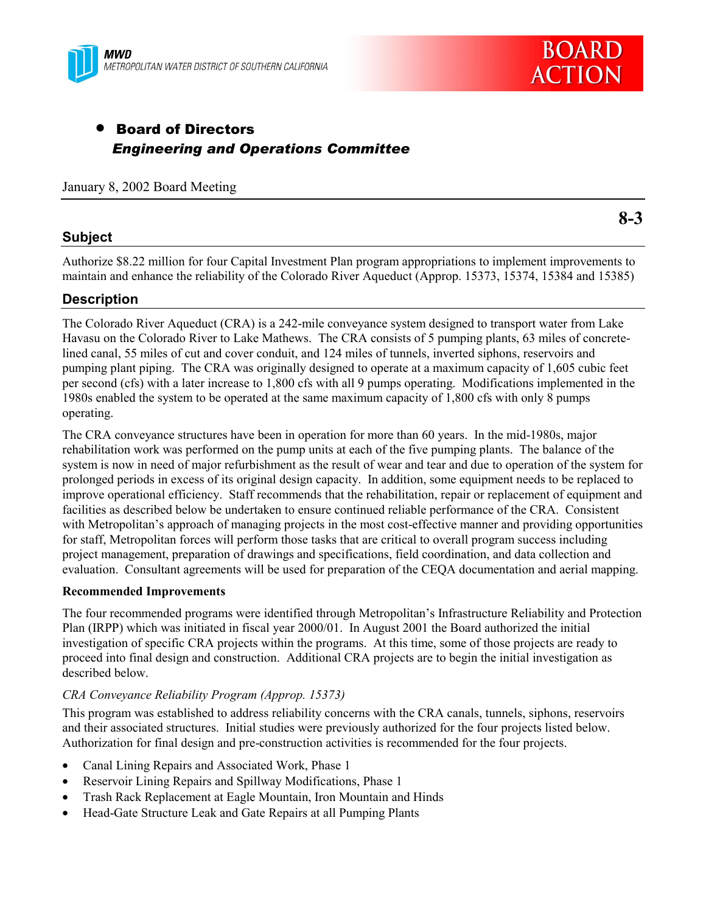MWD
METROPOLITAN WATER DISTRICT OF SOUTHERN CALIFORNIA

BOARD ACTION

- **Board of Directors**
  ***Engineering and Operations Committee***

January 8, 2002 Board Meeting

**8-3**

## Subject

Authorize $8.22 million for four Capital Investment Plan program appropriations to implement improvements to maintain and enhance the reliability of the Colorado River Aqueduct (Approp. 15373, 15374, 15384 and 15385)

## Description

The Colorado River Aqueduct (CRA) is a 242-mile conveyance system designed to transport water from Lake Havasu on the Colorado River to Lake Mathews. The CRA consists of 5 pumping plants, 63 miles of concrete-lined canal, 55 miles of cut and cover conduit, and 124 miles of tunnels, inverted siphons, reservoirs and pumping plant piping. The CRA was originally designed to operate at a maximum capacity of 1,605 cubic feet per second (cfs) with a later increase to 1,800 cfs with all 9 pumps operating. Modifications implemented in the 1980s enabled the system to be operated at the same maximum capacity of 1,800 cfs with only 8 pumps operating.

The CRA conveyance structures have been in operation for more than 60 years. In the mid-1980s, major rehabilitation work was performed on the pump units at each of the five pumping plants. The balance of the system is now in need of major refurbishment as the result of wear and tear and due to operation of the system for prolonged periods in excess of its original design capacity. In addition, some equipment needs to be replaced to improve operational efficiency. Staff recommends that the rehabilitation, repair or replacement of equipment and facilities as described below be undertaken to ensure continued reliable performance of the CRA. Consistent with Metropolitan's approach of managing projects in the most cost-effective manner and providing opportunities for staff, Metropolitan forces will perform those tasks that are critical to overall program success including project management, preparation of drawings and specifications, field coordination, and data collection and evaluation. Consultant agreements will be used for preparation of the CEQA documentation and aerial mapping.

**Recommended Improvements**

The four recommended programs were identified through Metropolitan's Infrastructure Reliability and Protection Plan (IRPP) which was initiated in fiscal year 2000/01. In August 2001 the Board authorized the initial investigation of specific CRA projects within the programs. At this time, some of those projects are ready to proceed into final design and construction. Additional CRA projects are to begin the initial investigation as described below.

*CRA Conveyance Reliability Program (Approp. 15373)*

This program was established to address reliability concerns with the CRA canals, tunnels, siphons, reservoirs and their associated structures. Initial studies were previously authorized for the four projects listed below. Authorization for final design and pre-construction activities is recommended for the four projects.

- Canal Lining Repairs and Associated Work, Phase 1
- Reservoir Lining Repairs and Spillway Modifications, Phase 1
- Trash Rack Replacement at Eagle Mountain, Iron Mountain and Hinds
- Head-Gate Structure Leak and Gate Repairs at all Pumping Plants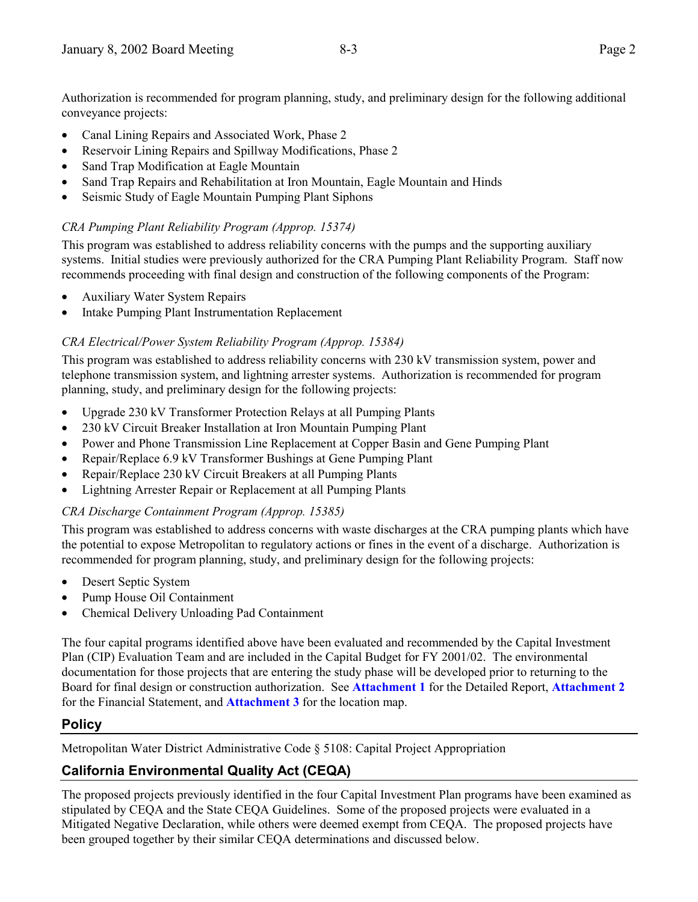Authorization is recommended for program planning, study, and preliminary design for the following additional conveyance projects:

- Canal Lining Repairs and Associated Work, Phase 2
- Reservoir Lining Repairs and Spillway Modifications, Phase 2
- Sand Trap Modification at Eagle Mountain
- Sand Trap Repairs and Rehabilitation at Iron Mountain, Eagle Mountain and Hinds
- Seismic Study of Eagle Mountain Pumping Plant Siphons

*CRA Pumping Plant Reliability Program (Approp. 15374)*

This program was established to address reliability concerns with the pumps and the supporting auxiliary systems. Initial studies were previously authorized for the CRA Pumping Plant Reliability Program. Staff now recommends proceeding with final design and construction of the following components of the Program:

- Auxiliary Water System Repairs
- Intake Pumping Plant Instrumentation Replacement

*CRA Electrical/Power System Reliability Program (Approp. 15384)*

This program was established to address reliability concerns with 230 kV transmission system, power and telephone transmission system, and lightning arrester systems. Authorization is recommended for program planning, study, and preliminary design for the following projects:

- Upgrade 230 kV Transformer Protection Relays at all Pumping Plants
- 230 kV Circuit Breaker Installation at Iron Mountain Pumping Plant
- Power and Phone Transmission Line Replacement at Copper Basin and Gene Pumping Plant
- Repair/Replace 6.9 kV Transformer Bushings at Gene Pumping Plant
- Repair/Replace 230 kV Circuit Breakers at all Pumping Plants
- Lightning Arrester Repair or Replacement at all Pumping Plants

*CRA Discharge Containment Program (Approp. 15385)*

This program was established to address concerns with waste discharges at the CRA pumping plants which have the potential to expose Metropolitan to regulatory actions or fines in the event of a discharge. Authorization is recommended for program planning, study, and preliminary design for the following projects:

- Desert Septic System
- Pump House Oil Containment
- Chemical Delivery Unloading Pad Containment

The four capital programs identified above have been evaluated and recommended by the Capital Investment Plan (CIP) Evaluation Team and are included in the Capital Budget for FY 2001/02. The environmental documentation for those projects that are entering the study phase will be developed prior to returning to the Board for final design or construction authorization. See **Attachment 1** for the Detailed Report, **Attachment 2** for the Financial Statement, and **Attachment 3** for the location map.

## Policy

Metropolitan Water District Administrative Code § 5108: Capital Project Appropriation

## California Environmental Quality Act (CEQA)

The proposed projects previously identified in the four Capital Investment Plan programs have been examined as stipulated by CEQA and the State CEQA Guidelines. Some of the proposed projects were evaluated in a Mitigated Negative Declaration, while others were deemed exempt from CEQA. The proposed projects have been grouped together by their similar CEQA determinations and discussed below.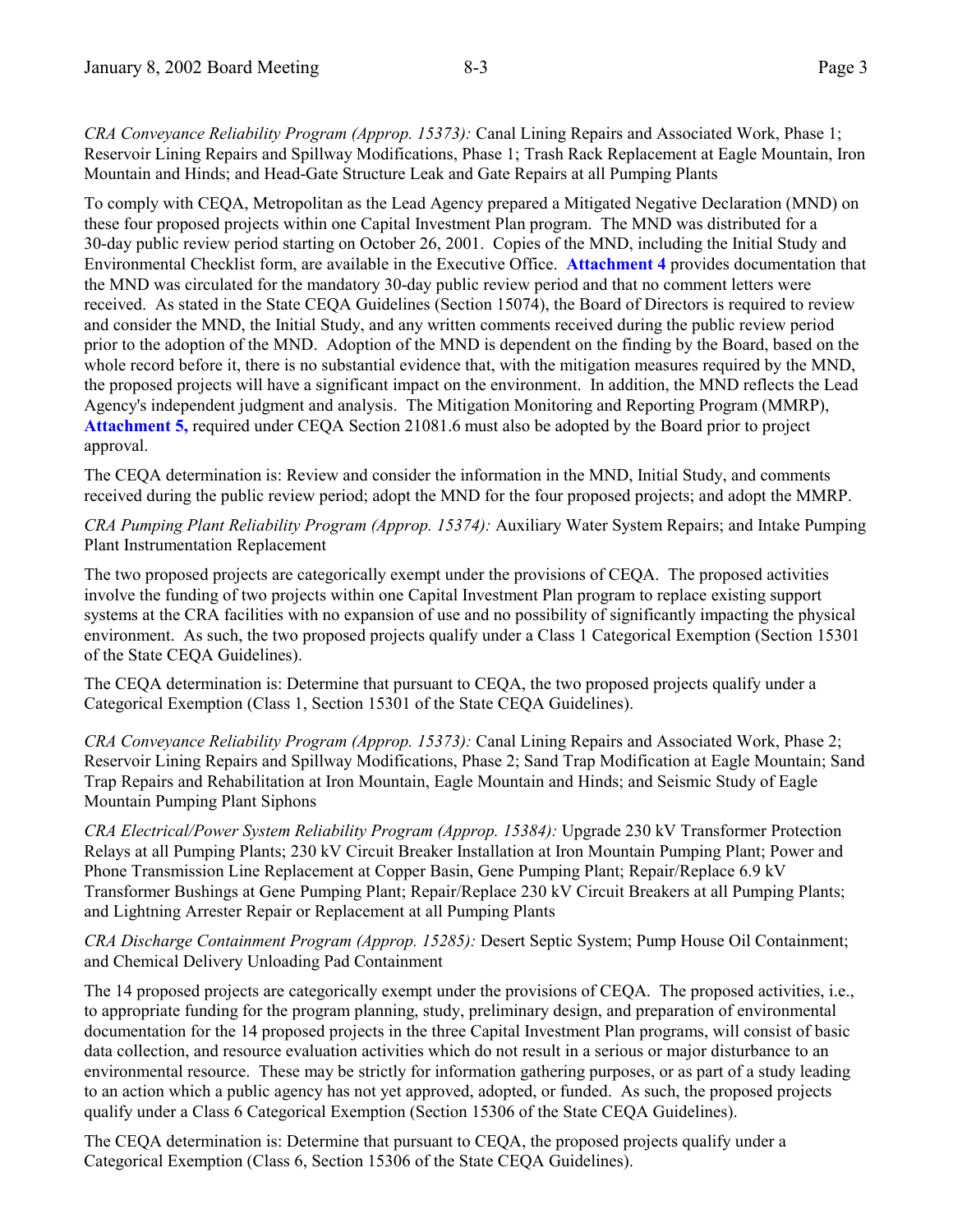*CRA Conveyance Reliability Program (Approp. 15373):* Canal Lining Repairs and Associated Work, Phase 1; Reservoir Lining Repairs and Spillway Modifications, Phase 1; Trash Rack Replacement at Eagle Mountain, Iron Mountain and Hinds; and Head-Gate Structure Leak and Gate Repairs at all Pumping Plants

To comply with CEQA, Metropolitan as the Lead Agency prepared a Mitigated Negative Declaration (MND) on these four proposed projects within one Capital Investment Plan program. The MND was distributed for a 30-day public review period starting on October 26, 2001. Copies of the MND, including the Initial Study and Environmental Checklist form, are available in the Executive Office. **Attachment 4** provides documentation that the MND was circulated for the mandatory 30-day public review period and that no comment letters were received. As stated in the State CEQA Guidelines (Section 15074), the Board of Directors is required to review and consider the MND, the Initial Study, and any written comments received during the public review period prior to the adoption of the MND. Adoption of the MND is dependent on the finding by the Board, based on the whole record before it, there is no substantial evidence that, with the mitigation measures required by the MND, the proposed projects will have a significant impact on the environment. In addition, the MND reflects the Lead Agency's independent judgment and analysis. The Mitigation Monitoring and Reporting Program (MMRP), **Attachment 5,** required under CEQA Section 21081.6 must also be adopted by the Board prior to project approval.

The CEQA determination is: Review and consider the information in the MND, Initial Study, and comments received during the public review period; adopt the MND for the four proposed projects; and adopt the MMRP.

*CRA Pumping Plant Reliability Program (Approp. 15374):* Auxiliary Water System Repairs; and Intake Pumping Plant Instrumentation Replacement

The two proposed projects are categorically exempt under the provisions of CEQA. The proposed activities involve the funding of two projects within one Capital Investment Plan program to replace existing support systems at the CRA facilities with no expansion of use and no possibility of significantly impacting the physical environment. As such, the two proposed projects qualify under a Class 1 Categorical Exemption (Section 15301 of the State CEQA Guidelines).

The CEQA determination is: Determine that pursuant to CEQA, the two proposed projects qualify under a Categorical Exemption (Class 1, Section 15301 of the State CEQA Guidelines).

*CRA Conveyance Reliability Program (Approp. 15373):* Canal Lining Repairs and Associated Work, Phase 2; Reservoir Lining Repairs and Spillway Modifications, Phase 2; Sand Trap Modification at Eagle Mountain; Sand Trap Repairs and Rehabilitation at Iron Mountain, Eagle Mountain and Hinds; and Seismic Study of Eagle Mountain Pumping Plant Siphons

*CRA Electrical/Power System Reliability Program (Approp. 15384):* Upgrade 230 kV Transformer Protection Relays at all Pumping Plants; 230 kV Circuit Breaker Installation at Iron Mountain Pumping Plant; Power and Phone Transmission Line Replacement at Copper Basin, Gene Pumping Plant; Repair/Replace 6.9 kV Transformer Bushings at Gene Pumping Plant; Repair/Replace 230 kV Circuit Breakers at all Pumping Plants; and Lightning Arrester Repair or Replacement at all Pumping Plants

*CRA Discharge Containment Program (Approp. 15285):* Desert Septic System; Pump House Oil Containment; and Chemical Delivery Unloading Pad Containment

The 14 proposed projects are categorically exempt under the provisions of CEQA. The proposed activities, i.e., to appropriate funding for the program planning, study, preliminary design, and preparation of environmental documentation for the 14 proposed projects in the three Capital Investment Plan programs, will consist of basic data collection, and resource evaluation activities which do not result in a serious or major disturbance to an environmental resource. These may be strictly for information gathering purposes, or as part of a study leading to an action which a public agency has not yet approved, adopted, or funded. As such, the proposed projects qualify under a Class 6 Categorical Exemption (Section 15306 of the State CEQA Guidelines).

The CEQA determination is: Determine that pursuant to CEQA, the proposed projects qualify under a Categorical Exemption (Class 6, Section 15306 of the State CEQA Guidelines).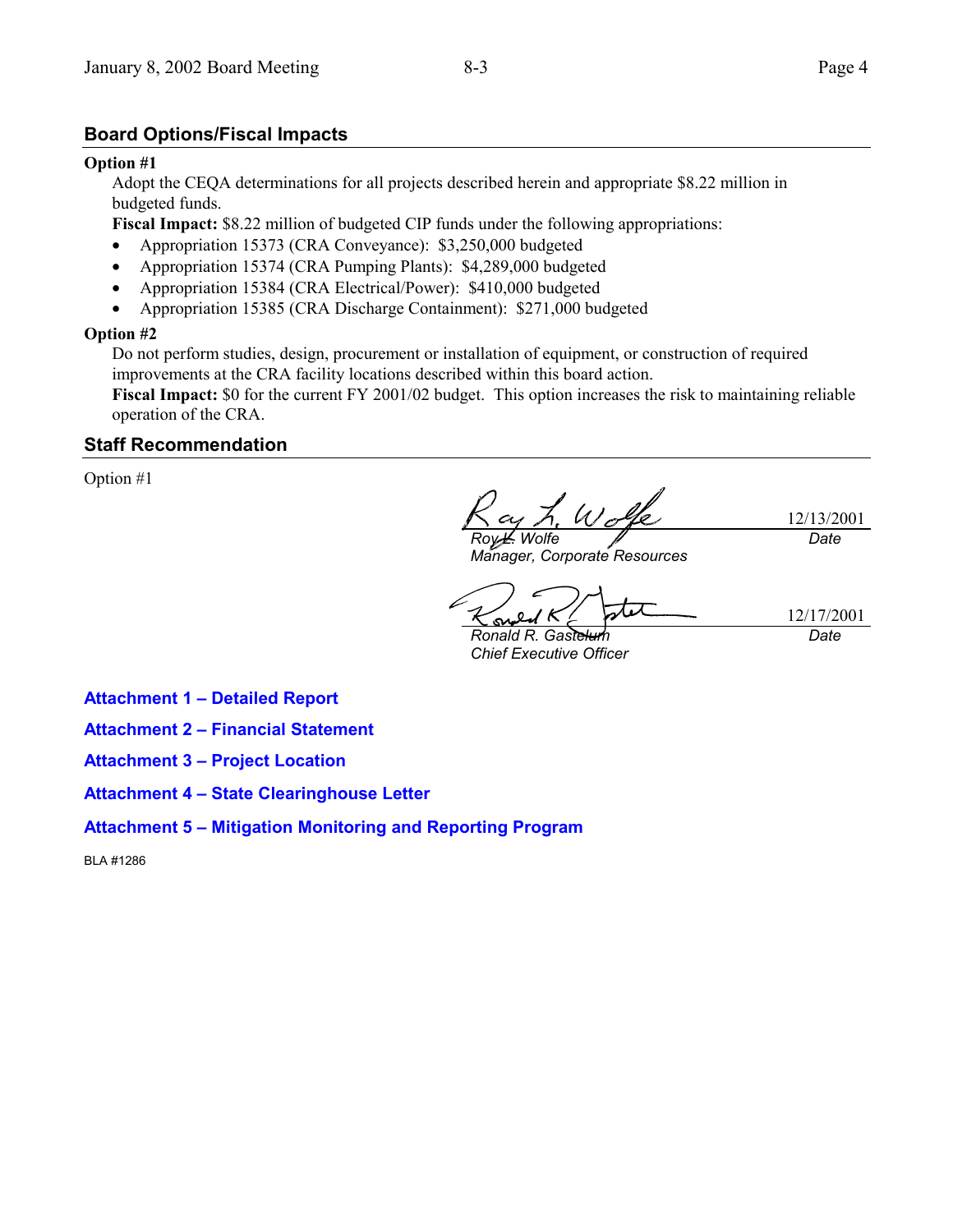## Board Options/Fiscal Impacts

**Option #1**

Adopt the CEQA determinations for all projects described herein and appropriate $8.22 million in budgeted funds.

**Fiscal Impact:** $8.22 million of budgeted CIP funds under the following appropriations:

- Appropriation 15373 (CRA Conveyance): $3,250,000 budgeted
- Appropriation 15374 (CRA Pumping Plants): $4,289,000 budgeted
- Appropriation 15384 (CRA Electrical/Power): $410,000 budgeted
- Appropriation 15385 (CRA Discharge Containment): $271,000 budgeted

**Option #2**

Do not perform studies, design, procurement or installation of equipment, or construction of required improvements at the CRA facility locations described within this board action.

**Fiscal Impact:** $0 for the current FY 2001/02 budget. This option increases the risk to maintaining reliable operation of the CRA.

## Staff Recommendation

Option #1

*Roy L. Wolfe* — 12/13/2001
*Manager, Corporate Resources* — *Date*

*Ronald R. Gastelum* — 12/17/2001
*Chief Executive Officer* — *Date*

**Attachment 1 – Detailed Report**

**Attachment 2 – Financial Statement**

**Attachment 3 – Project Location**

**Attachment 4 – State Clearinghouse Letter**

**Attachment 5 – Mitigation Monitoring and Reporting Program**

BLA #1286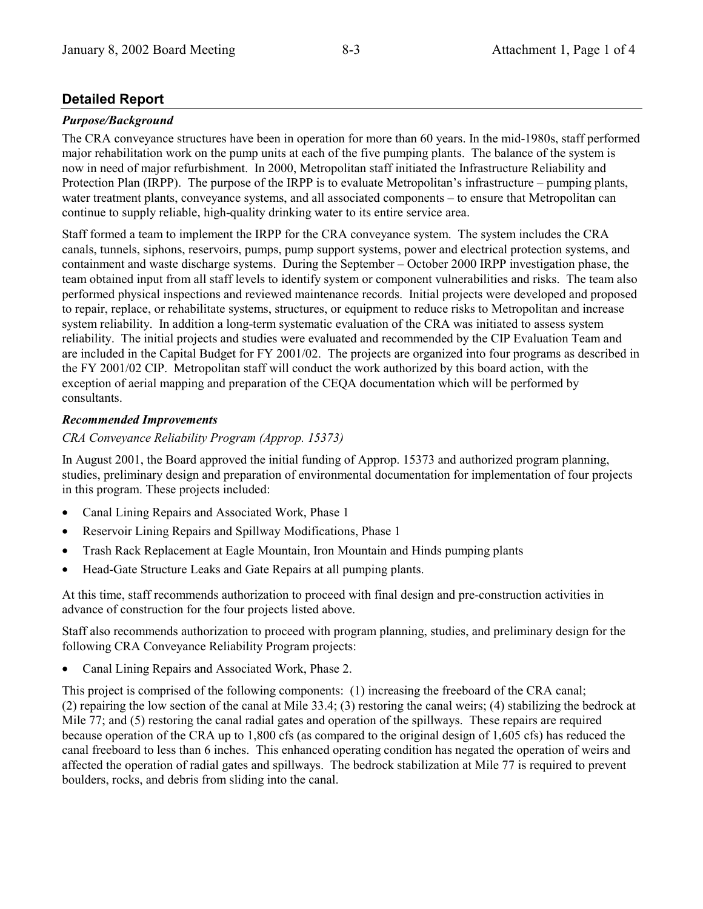## Detailed Report

### *Purpose/Background*

The CRA conveyance structures have been in operation for more than 60 years. In the mid-1980s, staff performed major rehabilitation work on the pump units at each of the five pumping plants. The balance of the system is now in need of major refurbishment. In 2000, Metropolitan staff initiated the Infrastructure Reliability and Protection Plan (IRPP). The purpose of the IRPP is to evaluate Metropolitan's infrastructure – pumping plants, water treatment plants, conveyance systems, and all associated components – to ensure that Metropolitan can continue to supply reliable, high-quality drinking water to its entire service area.

Staff formed a team to implement the IRPP for the CRA conveyance system. The system includes the CRA canals, tunnels, siphons, reservoirs, pumps, pump support systems, power and electrical protection systems, and containment and waste discharge systems. During the September – October 2000 IRPP investigation phase, the team obtained input from all staff levels to identify system or component vulnerabilities and risks. The team also performed physical inspections and reviewed maintenance records. Initial projects were developed and proposed to repair, replace, or rehabilitate systems, structures, or equipment to reduce risks to Metropolitan and increase system reliability. In addition a long-term systematic evaluation of the CRA was initiated to assess system reliability. The initial projects and studies were evaluated and recommended by the CIP Evaluation Team and are included in the Capital Budget for FY 2001/02. The projects are organized into four programs as described in the FY 2001/02 CIP. Metropolitan staff will conduct the work authorized by this board action, with the exception of aerial mapping and preparation of the CEQA documentation which will be performed by consultants.

### *Recommended Improvements*

*CRA Conveyance Reliability Program (Approp. 15373)*

In August 2001, the Board approved the initial funding of Approp. 15373 and authorized program planning, studies, preliminary design and preparation of environmental documentation for implementation of four projects in this program. These projects included:

- Canal Lining Repairs and Associated Work, Phase 1
- Reservoir Lining Repairs and Spillway Modifications, Phase 1
- Trash Rack Replacement at Eagle Mountain, Iron Mountain and Hinds pumping plants
- Head-Gate Structure Leaks and Gate Repairs at all pumping plants.

At this time, staff recommends authorization to proceed with final design and pre-construction activities in advance of construction for the four projects listed above.

Staff also recommends authorization to proceed with program planning, studies, and preliminary design for the following CRA Conveyance Reliability Program projects:

- Canal Lining Repairs and Associated Work, Phase 2.

This project is comprised of the following components: (1) increasing the freeboard of the CRA canal; (2) repairing the low section of the canal at Mile 33.4; (3) restoring the canal weirs; (4) stabilizing the bedrock at Mile 77; and (5) restoring the canal radial gates and operation of the spillways. These repairs are required because operation of the CRA up to 1,800 cfs (as compared to the original design of 1,605 cfs) has reduced the canal freeboard to less than 6 inches. This enhanced operating condition has negated the operation of weirs and affected the operation of radial gates and spillways. The bedrock stabilization at Mile 77 is required to prevent boulders, rocks, and debris from sliding into the canal.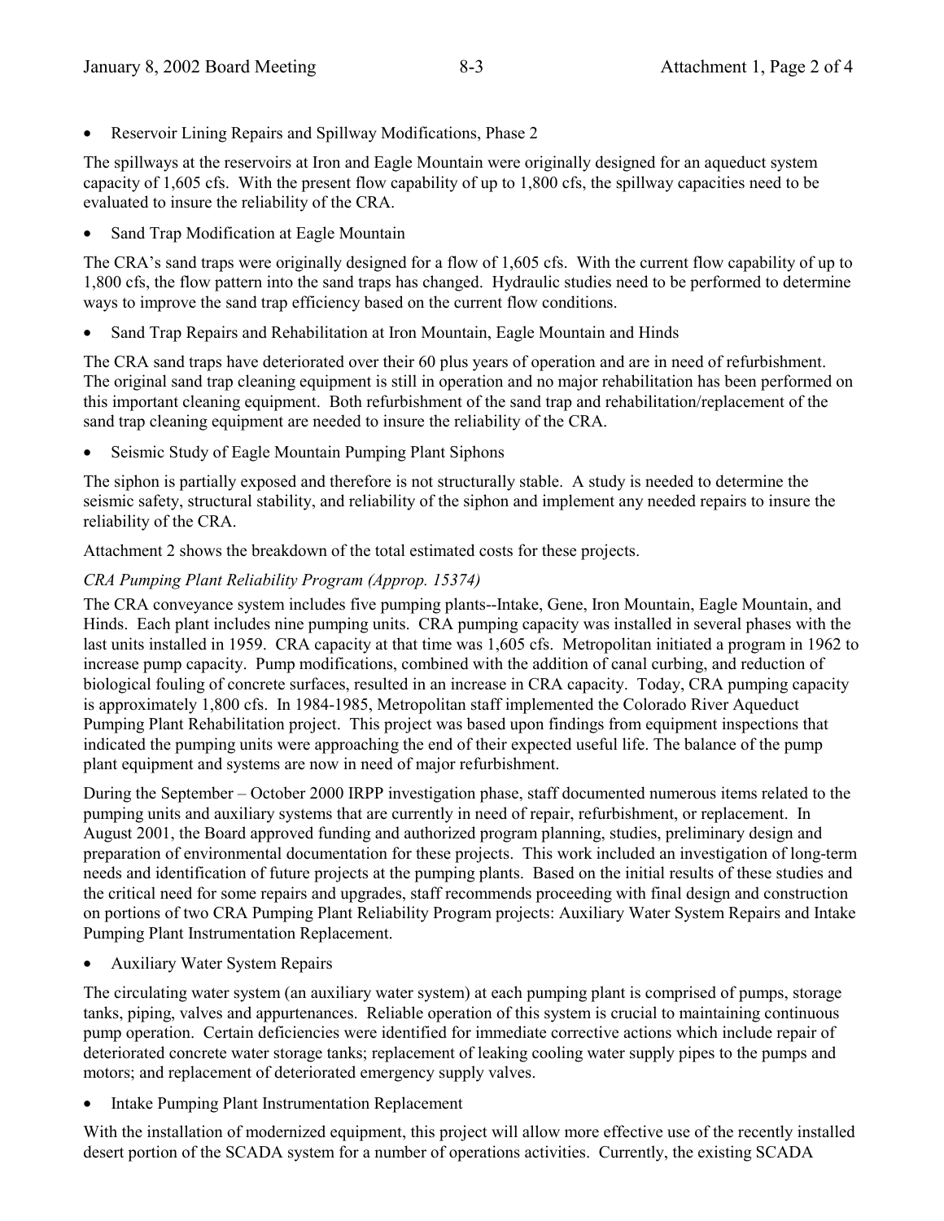- Reservoir Lining Repairs and Spillway Modifications, Phase 2

The spillways at the reservoirs at Iron and Eagle Mountain were originally designed for an aqueduct system capacity of 1,605 cfs. With the present flow capability of up to 1,800 cfs, the spillway capacities need to be evaluated to insure the reliability of the CRA.

- Sand Trap Modification at Eagle Mountain

The CRA's sand traps were originally designed for a flow of 1,605 cfs. With the current flow capability of up to 1,800 cfs, the flow pattern into the sand traps has changed. Hydraulic studies need to be performed to determine ways to improve the sand trap efficiency based on the current flow conditions.

- Sand Trap Repairs and Rehabilitation at Iron Mountain, Eagle Mountain and Hinds

The CRA sand traps have deteriorated over their 60 plus years of operation and are in need of refurbishment. The original sand trap cleaning equipment is still in operation and no major rehabilitation has been performed on this important cleaning equipment. Both refurbishment of the sand trap and rehabilitation/replacement of the sand trap cleaning equipment are needed to insure the reliability of the CRA.

- Seismic Study of Eagle Mountain Pumping Plant Siphons

The siphon is partially exposed and therefore is not structurally stable. A study is needed to determine the seismic safety, structural stability, and reliability of the siphon and implement any needed repairs to insure the reliability of the CRA.

Attachment 2 shows the breakdown of the total estimated costs for these projects.

*CRA Pumping Plant Reliability Program (Approp. 15374)*

The CRA conveyance system includes five pumping plants--Intake, Gene, Iron Mountain, Eagle Mountain, and Hinds. Each plant includes nine pumping units. CRA pumping capacity was installed in several phases with the last units installed in 1959. CRA capacity at that time was 1,605 cfs. Metropolitan initiated a program in 1962 to increase pump capacity. Pump modifications, combined with the addition of canal curbing, and reduction of biological fouling of concrete surfaces, resulted in an increase in CRA capacity. Today, CRA pumping capacity is approximately 1,800 cfs. In 1984-1985, Metropolitan staff implemented the Colorado River Aqueduct Pumping Plant Rehabilitation project. This project was based upon findings from equipment inspections that indicated the pumping units were approaching the end of their expected useful life. The balance of the pump plant equipment and systems are now in need of major refurbishment.

During the September – October 2000 IRPP investigation phase, staff documented numerous items related to the pumping units and auxiliary systems that are currently in need of repair, refurbishment, or replacement. In August 2001, the Board approved funding and authorized program planning, studies, preliminary design and preparation of environmental documentation for these projects. This work included an investigation of long-term needs and identification of future projects at the pumping plants. Based on the initial results of these studies and the critical need for some repairs and upgrades, staff recommends proceeding with final design and construction on portions of two CRA Pumping Plant Reliability Program projects: Auxiliary Water System Repairs and Intake Pumping Plant Instrumentation Replacement.

- Auxiliary Water System Repairs

The circulating water system (an auxiliary water system) at each pumping plant is comprised of pumps, storage tanks, piping, valves and appurtenances. Reliable operation of this system is crucial to maintaining continuous pump operation. Certain deficiencies were identified for immediate corrective actions which include repair of deteriorated concrete water storage tanks; replacement of leaking cooling water supply pipes to the pumps and motors; and replacement of deteriorated emergency supply valves.

- Intake Pumping Plant Instrumentation Replacement

With the installation of modernized equipment, this project will allow more effective use of the recently installed desert portion of the SCADA system for a number of operations activities. Currently, the existing SCADA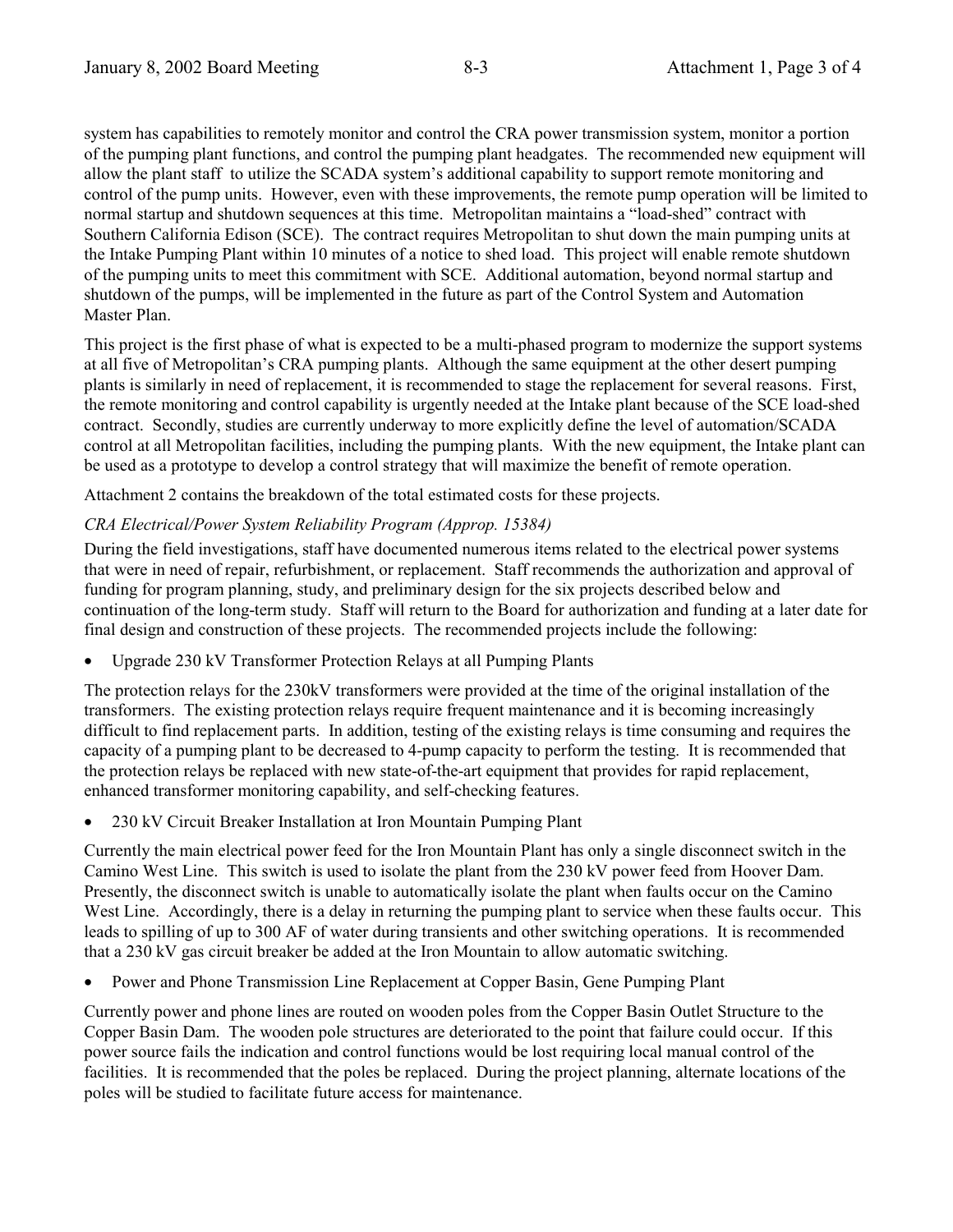system has capabilities to remotely monitor and control the CRA power transmission system, monitor a portion of the pumping plant functions, and control the pumping plant headgates. The recommended new equipment will allow the plant staff to utilize the SCADA system's additional capability to support remote monitoring and control of the pump units. However, even with these improvements, the remote pump operation will be limited to normal startup and shutdown sequences at this time. Metropolitan maintains a "load-shed" contract with Southern California Edison (SCE). The contract requires Metropolitan to shut down the main pumping units at the Intake Pumping Plant within 10 minutes of a notice to shed load. This project will enable remote shutdown of the pumping units to meet this commitment with SCE. Additional automation, beyond normal startup and shutdown of the pumps, will be implemented in the future as part of the Control System and Automation Master Plan.

This project is the first phase of what is expected to be a multi-phased program to modernize the support systems at all five of Metropolitan's CRA pumping plants. Although the same equipment at the other desert pumping plants is similarly in need of replacement, it is recommended to stage the replacement for several reasons. First, the remote monitoring and control capability is urgently needed at the Intake plant because of the SCE load-shed contract. Secondly, studies are currently underway to more explicitly define the level of automation/SCADA control at all Metropolitan facilities, including the pumping plants. With the new equipment, the Intake plant can be used as a prototype to develop a control strategy that will maximize the benefit of remote operation.

Attachment 2 contains the breakdown of the total estimated costs for these projects.

*CRA Electrical/Power System Reliability Program (Approp. 15384)*

During the field investigations, staff have documented numerous items related to the electrical power systems that were in need of repair, refurbishment, or replacement. Staff recommends the authorization and approval of funding for program planning, study, and preliminary design for the six projects described below and continuation of the long-term study. Staff will return to the Board for authorization and funding at a later date for final design and construction of these projects. The recommended projects include the following:

- Upgrade 230 kV Transformer Protection Relays at all Pumping Plants

The protection relays for the 230kV transformers were provided at the time of the original installation of the transformers. The existing protection relays require frequent maintenance and it is becoming increasingly difficult to find replacement parts. In addition, testing of the existing relays is time consuming and requires the capacity of a pumping plant to be decreased to 4-pump capacity to perform the testing. It is recommended that the protection relays be replaced with new state-of-the-art equipment that provides for rapid replacement, enhanced transformer monitoring capability, and self-checking features.

- 230 kV Circuit Breaker Installation at Iron Mountain Pumping Plant

Currently the main electrical power feed for the Iron Mountain Plant has only a single disconnect switch in the Camino West Line. This switch is used to isolate the plant from the 230 kV power feed from Hoover Dam. Presently, the disconnect switch is unable to automatically isolate the plant when faults occur on the Camino West Line. Accordingly, there is a delay in returning the pumping plant to service when these faults occur. This leads to spilling of up to 300 AF of water during transients and other switching operations. It is recommended that a 230 kV gas circuit breaker be added at the Iron Mountain to allow automatic switching.

- Power and Phone Transmission Line Replacement at Copper Basin, Gene Pumping Plant

Currently power and phone lines are routed on wooden poles from the Copper Basin Outlet Structure to the Copper Basin Dam. The wooden pole structures are deteriorated to the point that failure could occur. If this power source fails the indication and control functions would be lost requiring local manual control of the facilities. It is recommended that the poles be replaced. During the project planning, alternate locations of the poles will be studied to facilitate future access for maintenance.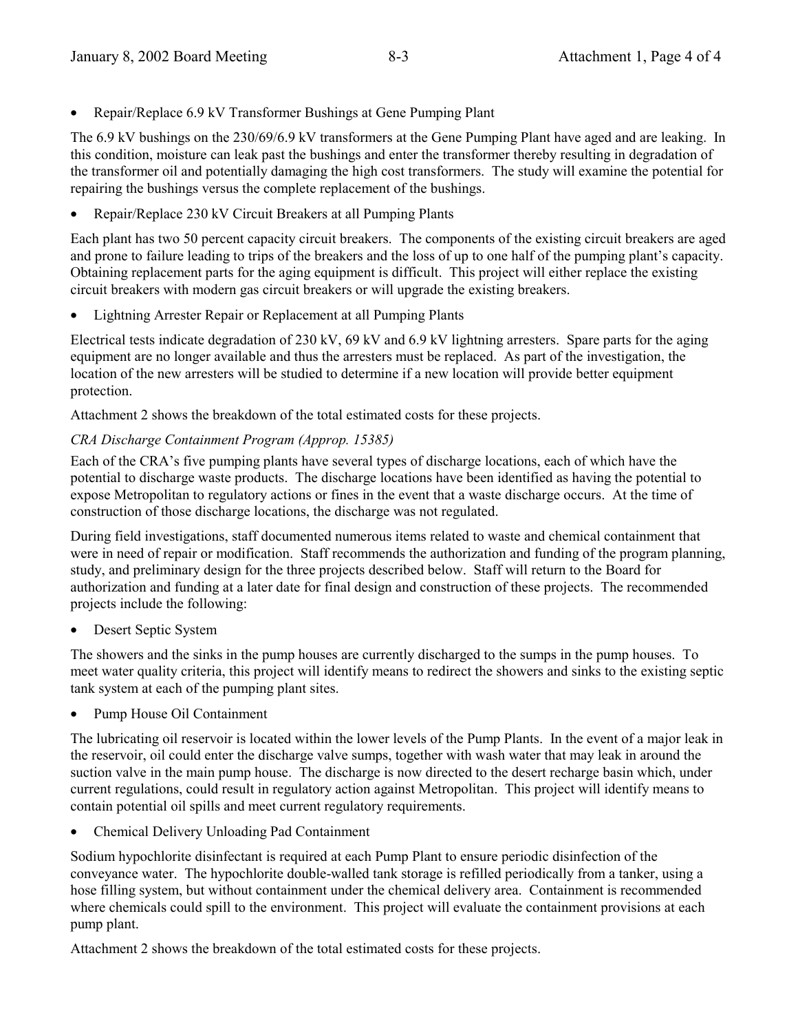- Repair/Replace 6.9 kV Transformer Bushings at Gene Pumping Plant

The 6.9 kV bushings on the 230/69/6.9 kV transformers at the Gene Pumping Plant have aged and are leaking. In this condition, moisture can leak past the bushings and enter the transformer thereby resulting in degradation of the transformer oil and potentially damaging the high cost transformers. The study will examine the potential for repairing the bushings versus the complete replacement of the bushings.

- Repair/Replace 230 kV Circuit Breakers at all Pumping Plants

Each plant has two 50 percent capacity circuit breakers. The components of the existing circuit breakers are aged and prone to failure leading to trips of the breakers and the loss of up to one half of the pumping plant's capacity. Obtaining replacement parts for the aging equipment is difficult. This project will either replace the existing circuit breakers with modern gas circuit breakers or will upgrade the existing breakers.

- Lightning Arrester Repair or Replacement at all Pumping Plants

Electrical tests indicate degradation of 230 kV, 69 kV and 6.9 kV lightning arresters. Spare parts for the aging equipment are no longer available and thus the arresters must be replaced. As part of the investigation, the location of the new arresters will be studied to determine if a new location will provide better equipment protection.

Attachment 2 shows the breakdown of the total estimated costs for these projects.

*CRA Discharge Containment Program (Approp. 15385)*

Each of the CRA's five pumping plants have several types of discharge locations, each of which have the potential to discharge waste products. The discharge locations have been identified as having the potential to expose Metropolitan to regulatory actions or fines in the event that a waste discharge occurs. At the time of construction of those discharge locations, the discharge was not regulated.

During field investigations, staff documented numerous items related to waste and chemical containment that were in need of repair or modification. Staff recommends the authorization and funding of the program planning, study, and preliminary design for the three projects described below. Staff will return to the Board for authorization and funding at a later date for final design and construction of these projects. The recommended projects include the following:

- Desert Septic System

The showers and the sinks in the pump houses are currently discharged to the sumps in the pump houses. To meet water quality criteria, this project will identify means to redirect the showers and sinks to the existing septic tank system at each of the pumping plant sites.

- Pump House Oil Containment

The lubricating oil reservoir is located within the lower levels of the Pump Plants. In the event of a major leak in the reservoir, oil could enter the discharge valve sumps, together with wash water that may leak in around the suction valve in the main pump house. The discharge is now directed to the desert recharge basin which, under current regulations, could result in regulatory action against Metropolitan. This project will identify means to contain potential oil spills and meet current regulatory requirements.

- Chemical Delivery Unloading Pad Containment

Sodium hypochlorite disinfectant is required at each Pump Plant to ensure periodic disinfection of the conveyance water. The hypochlorite double-walled tank storage is refilled periodically from a tanker, using a hose filling system, but without containment under the chemical delivery area. Containment is recommended where chemicals could spill to the environment. This project will evaluate the containment provisions at each pump plant.

Attachment 2 shows the breakdown of the total estimated costs for these projects.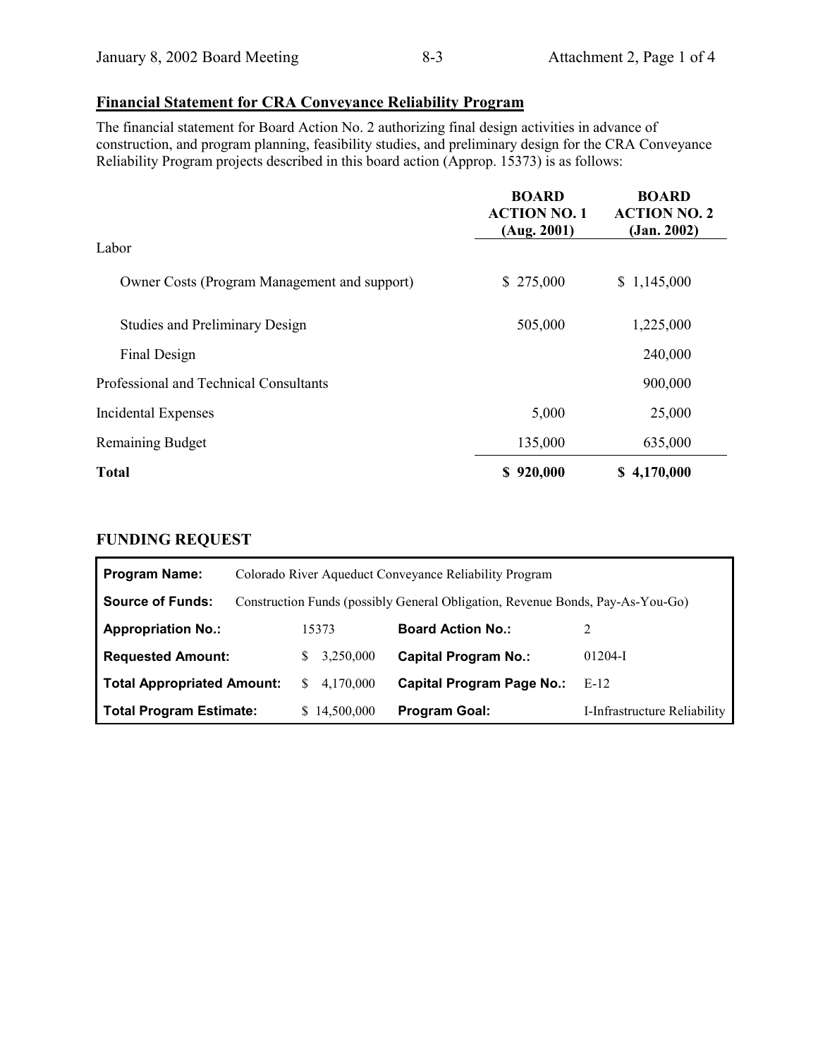## Financial Statement for CRA Conveyance Reliability Program

The financial statement for Board Action No. 2 authorizing final design activities in advance of construction, and program planning, feasibility studies, and preliminary design for the CRA Conveyance Reliability Program projects described in this board action (Approp. 15373) is as follows:

| | BOARD ACTION NO. 1 (Aug. 2001) | BOARD ACTION NO. 2 (Jan. 2002) |
|---|---|---|
| Labor | | |
| Owner Costs (Program Management and support) | $ 275,000 | $ 1,145,000 |
| Studies and Preliminary Design | 505,000 | 1,225,000 |
| Final Design | | 240,000 |
| Professional and Technical Consultants | | 900,000 |
| Incidental Expenses | 5,000 | 25,000 |
| Remaining Budget | 135,000 | 635,000 |
| **Total** | **$ 920,000** | **$ 4,170,000** |

### FUNDING REQUEST

| | | | |
|---|---|---|---|
| **Program Name:** | Colorado River Aqueduct Conveyance Reliability Program | | |
| **Source of Funds:** | Construction Funds (possibly General Obligation, Revenue Bonds, Pay-As-You-Go) | | |
| **Appropriation No.:** | 15373 | **Board Action No.:** | 2 |
| **Requested Amount:** | $ 3,250,000 | **Capital Program No.:** | 01204-I |
| **Total Appropriated Amount:** | $ 4,170,000 | **Capital Program Page No.:** | E-12 |
| **Total Program Estimate:** | $ 14,500,000 | **Program Goal:** | I-Infrastructure Reliability |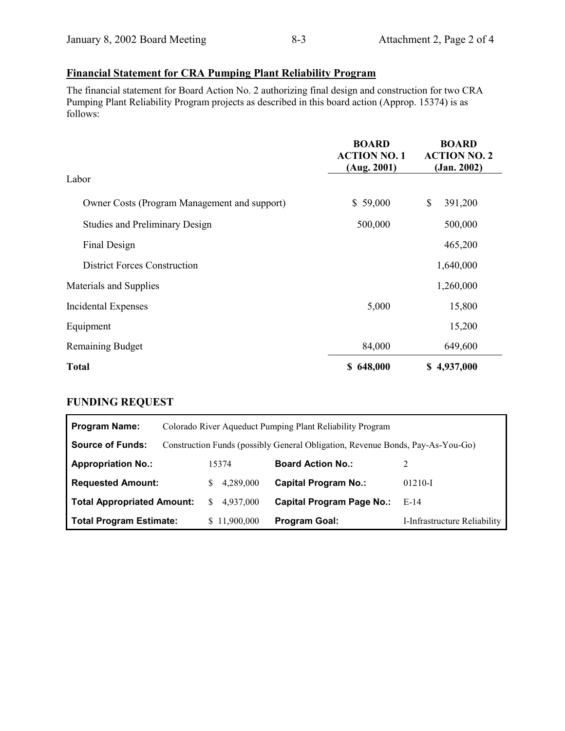## Financial Statement for CRA Pumping Plant Reliability Program

The financial statement for Board Action No. 2 authorizing final design and construction for two CRA Pumping Plant Reliability Program projects as described in this board action (Approp. 15374) is as follows:

| | **BOARD ACTION NO. 1 (Aug. 2001)** | **BOARD ACTION NO. 2 (Jan. 2002)** |
|---|---|---|
| Labor | | |
| Owner Costs (Program Management and support) | $ 59,000 | $ 391,200 |
| Studies and Preliminary Design | 500,000 | 500,000 |
| Final Design | | 465,200 |
| District Forces Construction | | 1,640,000 |
| Materials and Supplies | | 1,260,000 |
| Incidental Expenses | 5,000 | 15,800 |
| Equipment | | 15,200 |
| Remaining Budget | 84,000 | 649,600 |
| **Total** | **$ 648,000** | **$ 4,937,000** |

## FUNDING REQUEST

| **Program Name:** | Colorado River Aqueduct Pumping Plant Reliability Program | | |
|---|---|---|---|
| **Source of Funds:** | Construction Funds (possibly General Obligation, Revenue Bonds, Pay-As-You-Go) | | |
| **Appropriation No.:** | 15374 | **Board Action No.:** | 2 |
| **Requested Amount:** | $ 4,289,000 | **Capital Program No.:** | 01210-I |
| **Total Appropriated Amount:** | $ 4,937,000 | **Capital Program Page No.:** | E-14 |
| **Total Program Estimate:** | $ 11,900,000 | **Program Goal:** | I-Infrastructure Reliability |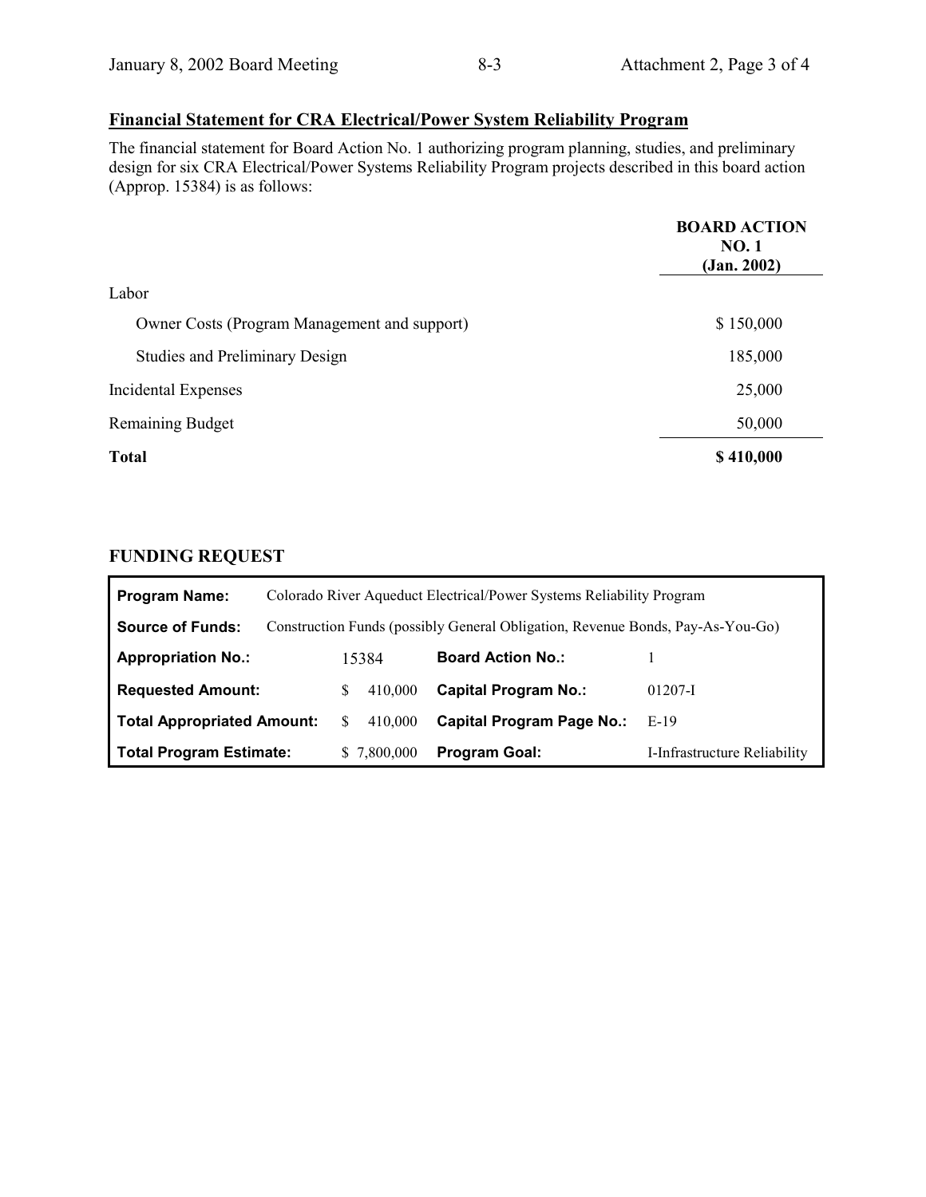## Financial Statement for CRA Electrical/Power System Reliability Program

The financial statement for Board Action No. 1 authorizing program planning, studies, and preliminary design for six CRA Electrical/Power Systems Reliability Program projects described in this board action (Approp. 15384) is as follows:

| | BOARD ACTION NO. 1 (Jan. 2002) |
|---|---|
| Labor | |
| Owner Costs (Program Management and support) | $ 150,000 |
| Studies and Preliminary Design | 185,000 |
| Incidental Expenses | 25,000 |
| Remaining Budget | 50,000 |
| **Total** | **$ 410,000** |

### FUNDING REQUEST

| **Program Name:** | Colorado River Aqueduct Electrical/Power Systems Reliability Program | | |
|---|---|---|---|
| **Source of Funds:** | Construction Funds (possibly General Obligation, Revenue Bonds, Pay-As-You-Go) | | |
| **Appropriation No.:** | 15384 | **Board Action No.:** | 1 |
| **Requested Amount:** | $ 410,000 | **Capital Program No.:** | 01207-I |
| **Total Appropriated Amount:** | $ 410,000 | **Capital Program Page No.:** | E-19 |
| **Total Program Estimate:** | $ 7,800,000 | **Program Goal:** | I-Infrastructure Reliability |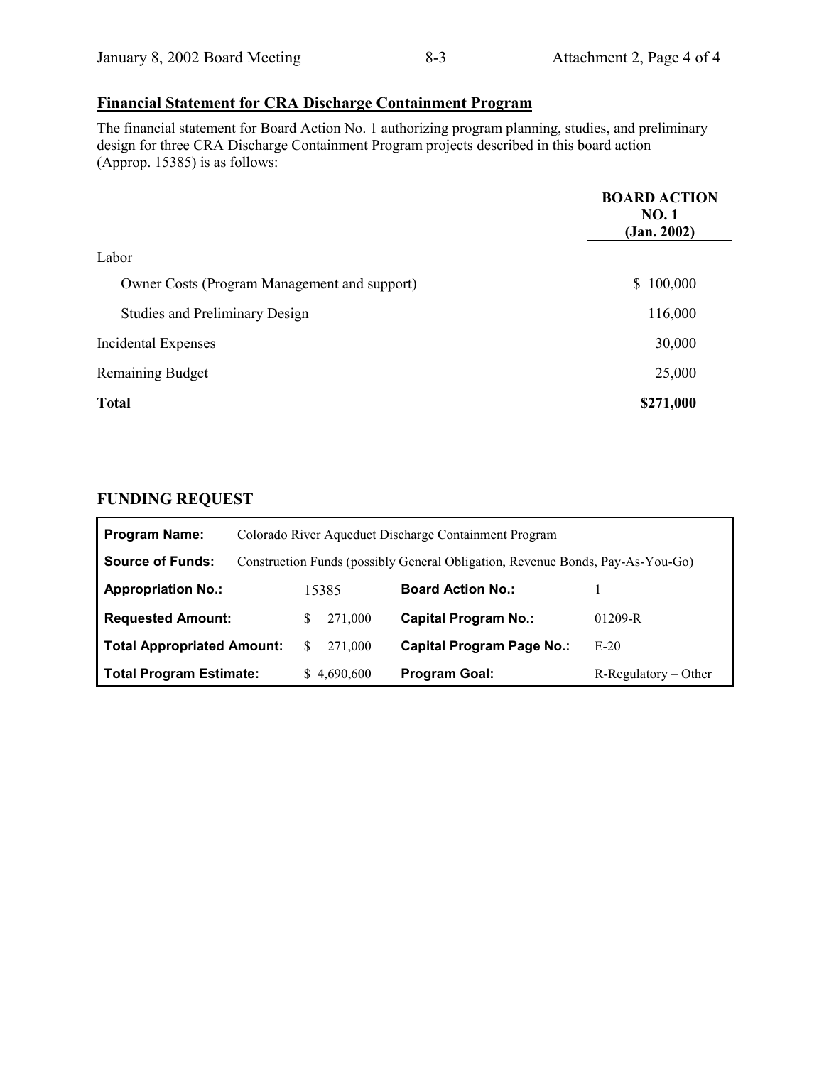## Financial Statement for CRA Discharge Containment Program

The financial statement for Board Action No. 1 authorizing program planning, studies, and preliminary design for three CRA Discharge Containment Program projects described in this board action (Approp. 15385) is as follows:

| | BOARD ACTION NO. 1 (Jan. 2002) |
|---|---|
| Labor | |
| Owner Costs (Program Management and support) | $ 100,000 |
| Studies and Preliminary Design | 116,000 |
| Incidental Expenses | 30,000 |
| Remaining Budget | 25,000 |
| **Total** | **$271,000** |

## FUNDING REQUEST

| **Program Name:** | Colorado River Aqueduct Discharge Containment Program | | |
|---|---|---|---|
| **Source of Funds:** | Construction Funds (possibly General Obligation, Revenue Bonds, Pay-As-You-Go) | | |
| **Appropriation No.:** | 15385 | **Board Action No.:** | 1 |
| **Requested Amount:** | $ 271,000 | **Capital Program No.:** | 01209-R |
| **Total Appropriated Amount:** | $ 271,000 | **Capital Program Page No.:** | E-20 |
| **Total Program Estimate:** | $ 4,690,600 | **Program Goal:** | R-Regulatory – Other |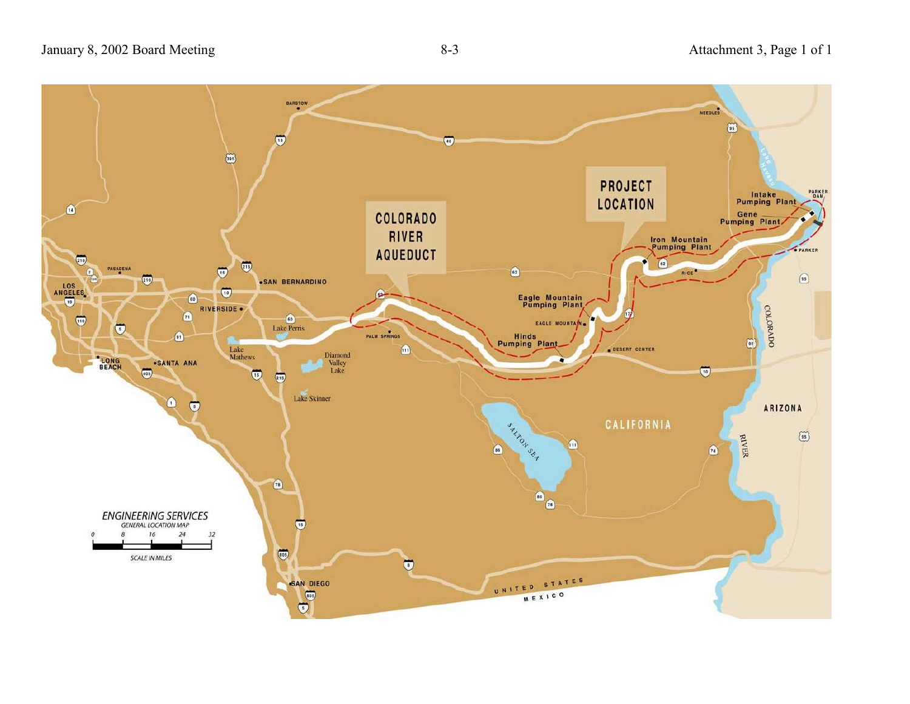COLORADO RIVER AQUEDUCT

PROJECT LOCATION

Intake Pumping Plant

Gene Pumping Plant

Iron Mountain Pumping Plant

Eagle Mountain Pumping Plant

Hinds Pumping Plant

PARKER DAM

PARKER

RICE

EAGLE MOUNTAIN

DESERT CENTER

PALM SPRINGS

NEEDLES

BARSTOW

SAN BERNARDINO

RIVERSIDE

LOS ANGELES

PASADENA

LONG BEACH

SANTA ANA

SAN DIEGO

Lake Perris

Lake Mathews

Diamond Valley Lake

Lake Skinner

Lake Havasu

SALTON SEA

CALIFORNIA

ARIZONA

COLORADO RIVER

UNITED STATES

MEXICO

ENGINEERING SERVICES

GENERAL LOCATION MAP

0 8 16 24 32

SCALE IN MILES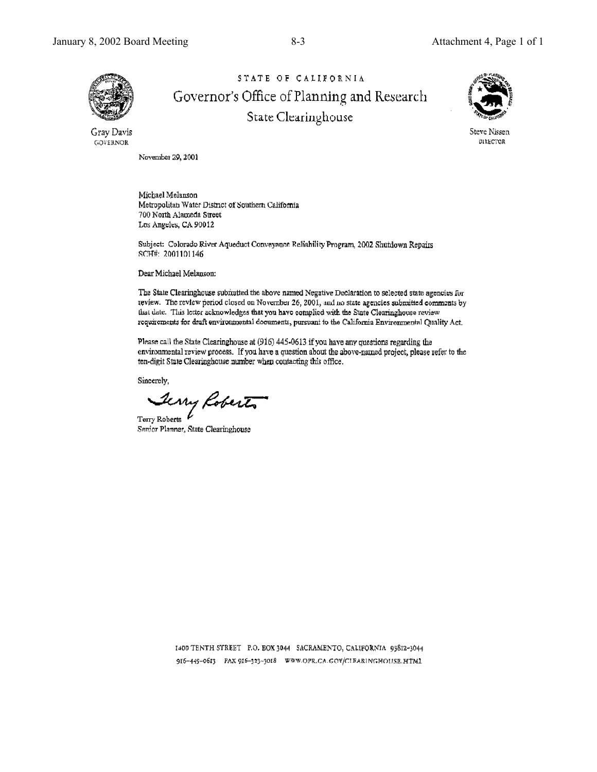STATE OF CALIFORNIA

# Governor's Office of Planning and Research

## State Clearinghouse

Gray Davis
GOVERNOR

Steve Nissen
DIRECTOR

November 29, 2001

Michael Melanson
Metropolitan Water District of Southern California
700 North Alameda Street
Los Angeles, CA 90012

Subject: Colorado River Aqueduct Conveyance Reliability Program, 2002 Shutdown Repairs
SCH#: 2001101146

Dear Michael Melanson:

The State Clearinghouse submitted the above named Negative Declaration to selected state agencies for review. The review period closed on November 26, 2001, and no state agencies submitted comments by that date. This letter acknowledges that you have complied with the State Clearinghouse review requirements for draft environmental documents, pursuant to the California Environmental Quality Act.

Please call the State Clearinghouse at (916) 445-0613 if you have any questions regarding the environmental review process. If you have a question about the above-named project, please refer to the ten-digit State Clearinghouse number when contacting this office.

Sincerely,

Terry Roberts
Senior Planner, State Clearinghouse

1400 TENTH STREET P.O. BOX 3044 SACRAMENTO, CALIFORNIA 95812-3044
916-445-0613 FAX 916-323-3018 WWW.OPR.CA.GOV/CLEARINGHOUSE.HTML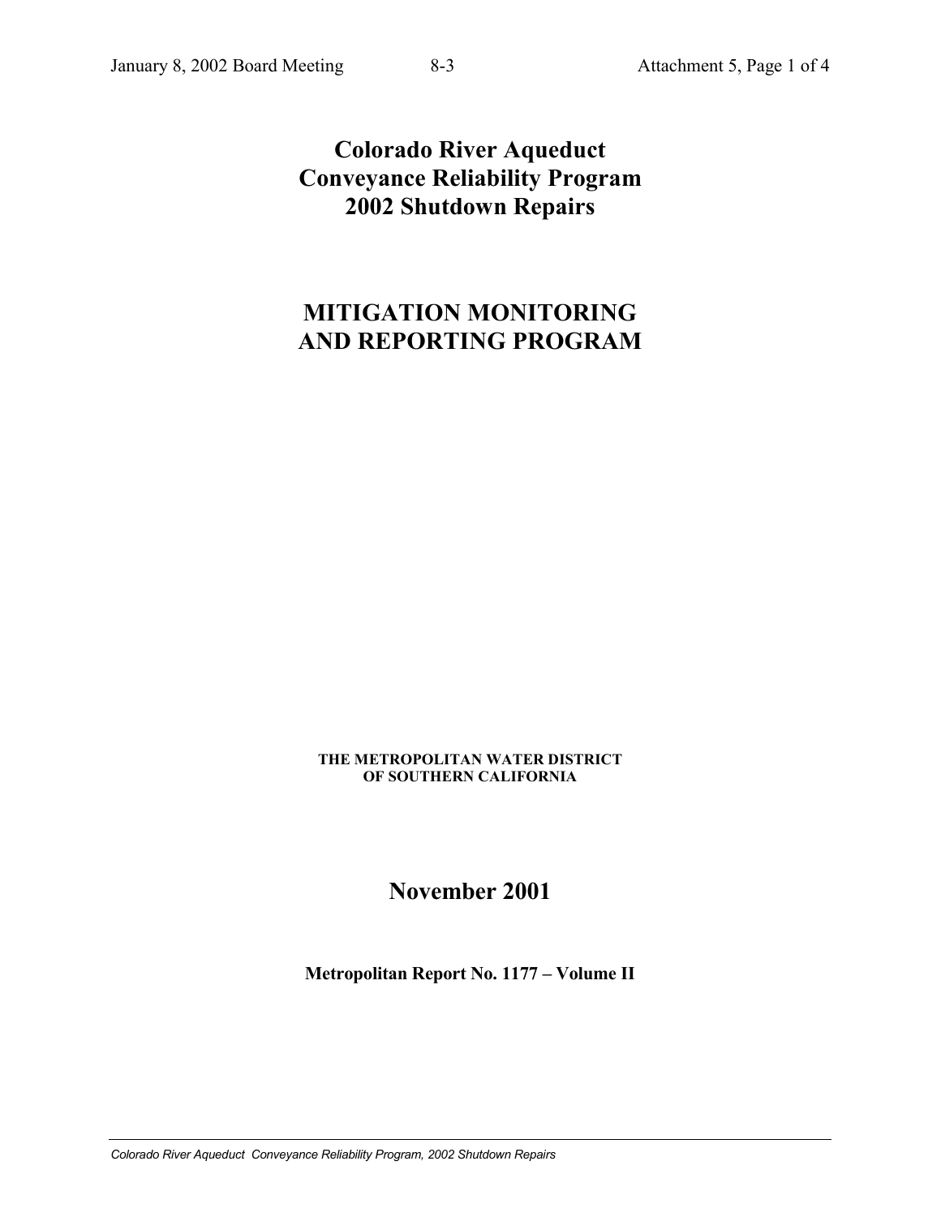# Colorado River Aqueduct Conveyance Reliability Program 2002 Shutdown Repairs

# MITIGATION MONITORING AND REPORTING PROGRAM

**THE METROPOLITAN WATER DISTRICT OF SOUTHERN CALIFORNIA**

## November 2001

**Metropolitan Report No. 1177 – Volume II**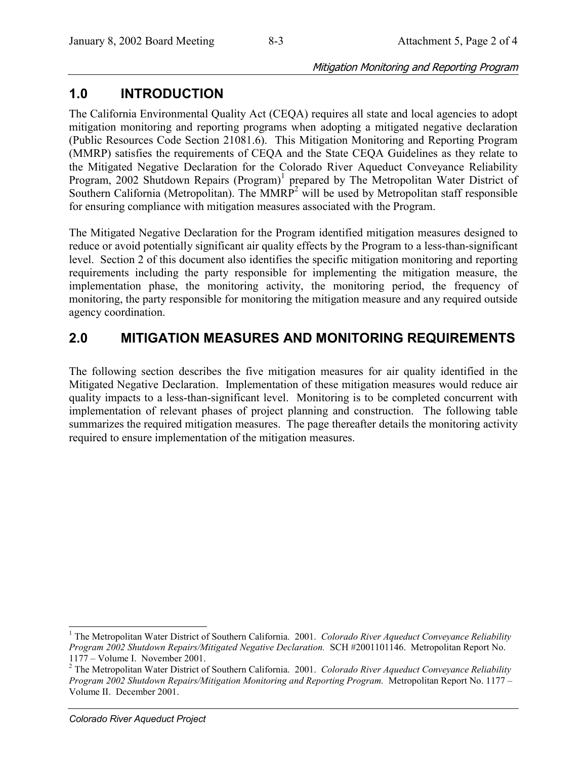## 1.0 INTRODUCTION

The California Environmental Quality Act (CEQA) requires all state and local agencies to adopt mitigation monitoring and reporting programs when adopting a mitigated negative declaration (Public Resources Code Section 21081.6). This Mitigation Monitoring and Reporting Program (MMRP) satisfies the requirements of CEQA and the State CEQA Guidelines as they relate to the Mitigated Negative Declaration for the Colorado River Aqueduct Conveyance Reliability Program, 2002 Shutdown Repairs (Program)[1] prepared by The Metropolitan Water District of Southern California (Metropolitan). The MMRP[2] will be used by Metropolitan staff responsible for ensuring compliance with mitigation measures associated with the Program.

The Mitigated Negative Declaration for the Program identified mitigation measures designed to reduce or avoid potentially significant air quality effects by the Program to a less-than-significant level. Section 2 of this document also identifies the specific mitigation monitoring and reporting requirements including the party responsible for implementing the mitigation measure, the implementation phase, the monitoring activity, the monitoring period, the frequency of monitoring, the party responsible for monitoring the mitigation measure and any required outside agency coordination.

## 2.0 MITIGATION MEASURES AND MONITORING REQUIREMENTS

The following section describes the five mitigation measures for air quality identified in the Mitigated Negative Declaration. Implementation of these mitigation measures would reduce air quality impacts to a less-than-significant level. Monitoring is to be completed concurrent with implementation of relevant phases of project planning and construction. The following table summarizes the required mitigation measures. The page thereafter details the monitoring activity required to ensure implementation of the mitigation measures.

---

[1] The Metropolitan Water District of Southern California. 2001. *Colorado River Aqueduct Conveyance Reliability Program 2002 Shutdown Repairs/Mitigated Negative Declaration.* SCH #2001101146. Metropolitan Report No. 1177 – Volume I. November 2001.

[2] The Metropolitan Water District of Southern California. 2001. *Colorado River Aqueduct Conveyance Reliability Program 2002 Shutdown Repairs/Mitigation Monitoring and Reporting Program.* Metropolitan Report No. 1177 – Volume II. December 2001.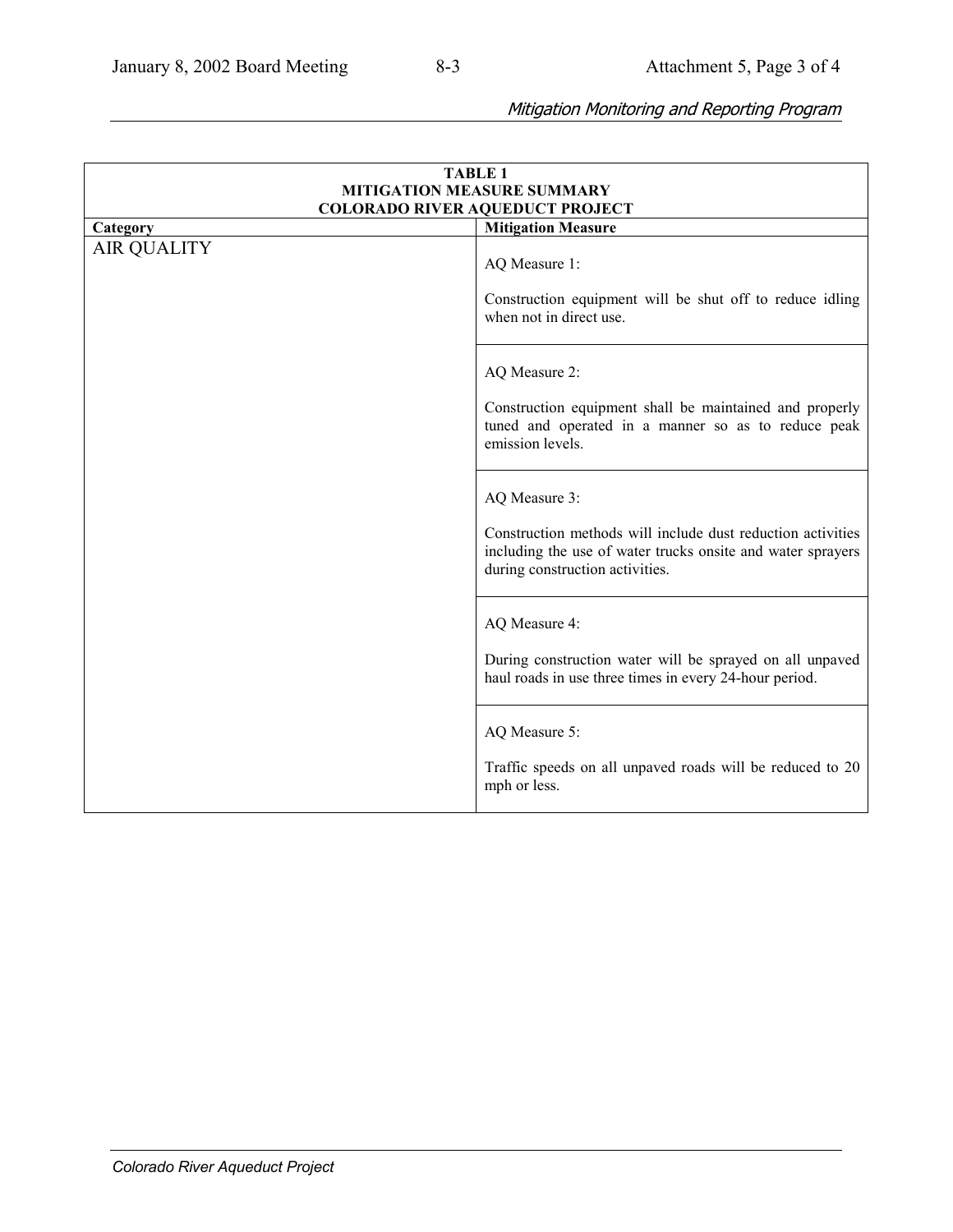| TABLE 1<br>MITIGATION MEASURE SUMMARY<br>COLORADO RIVER AQUEDUCT PROJECT | |
|---|---|
| **Category** | **Mitigation Measure** |
| AIR QUALITY | AQ Measure 1:<br><br>Construction equipment will be shut off to reduce idling when not in direct use. |
| | AQ Measure 2:<br><br>Construction equipment shall be maintained and properly tuned and operated in a manner so as to reduce peak emission levels. |
| | AQ Measure 3:<br><br>Construction methods will include dust reduction activities including the use of water trucks onsite and water sprayers during construction activities. |
| | AQ Measure 4:<br><br>During construction water will be sprayed on all unpaved haul roads in use three times in every 24-hour period. |
| | AQ Measure 5:<br><br>Traffic speeds on all unpaved roads will be reduced to 20 mph or less. |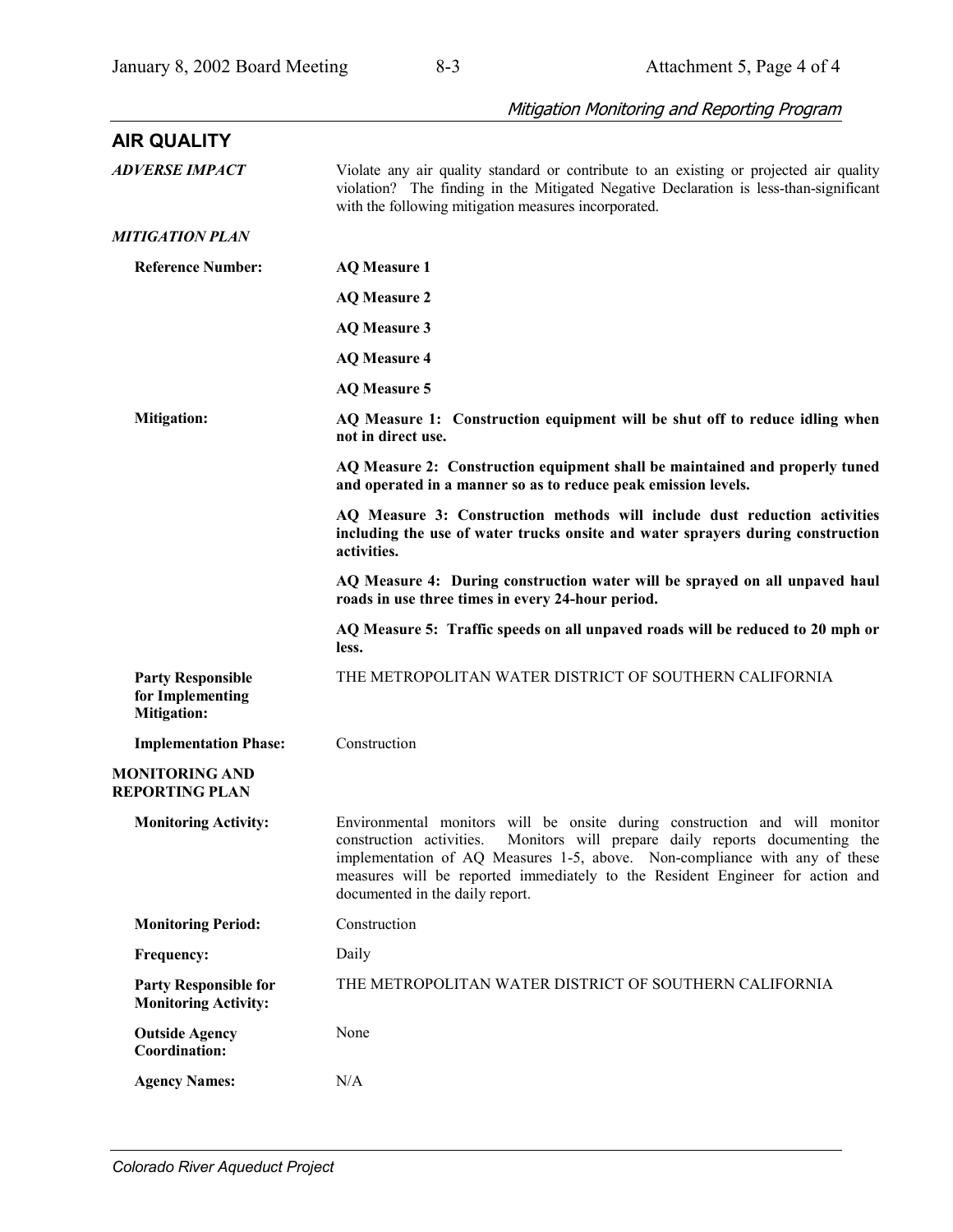## AIR QUALITY

| | |
|---|---|
| ***ADVERSE IMPACT*** | Violate any air quality standard or contribute to an existing or projected air quality violation? The finding in the Mitigated Negative Declaration is less-than-significant with the following mitigation measures incorporated. |
| ***MITIGATION PLAN*** | |
| **Reference Number:** | **AQ Measure 1**<br>**AQ Measure 2**<br>**AQ Measure 3**<br>**AQ Measure 4**<br>**AQ Measure 5** |
| **Mitigation:** | **AQ Measure 1: Construction equipment will be shut off to reduce idling when not in direct use.**<br>**AQ Measure 2: Construction equipment shall be maintained and properly tuned and operated in a manner so as to reduce peak emission levels.**<br>**AQ Measure 3: Construction methods will include dust reduction activities including the use of water trucks onsite and water sprayers during construction activities.**<br>**AQ Measure 4: During construction water will be sprayed on all unpaved haul roads in use three times in every 24-hour period.**<br>**AQ Measure 5: Traffic speeds on all unpaved roads will be reduced to 20 mph or less.** |
| **Party Responsible for Implementing Mitigation:** | THE METROPOLITAN WATER DISTRICT OF SOUTHERN CALIFORNIA |
| **Implementation Phase:** | Construction |
| **MONITORING AND REPORTING PLAN** | |
| **Monitoring Activity:** | Environmental monitors will be onsite during construction and will monitor construction activities. Monitors will prepare daily reports documenting the implementation of AQ Measures 1-5, above. Non-compliance with any of these measures will be reported immediately to the Resident Engineer for action and documented in the daily report. |
| **Monitoring Period:** | Construction |
| **Frequency:** | Daily |
| **Party Responsible for Monitoring Activity:** | THE METROPOLITAN WATER DISTRICT OF SOUTHERN CALIFORNIA |
| **Outside Agency Coordination:** | None |
| **Agency Names:** | N/A |